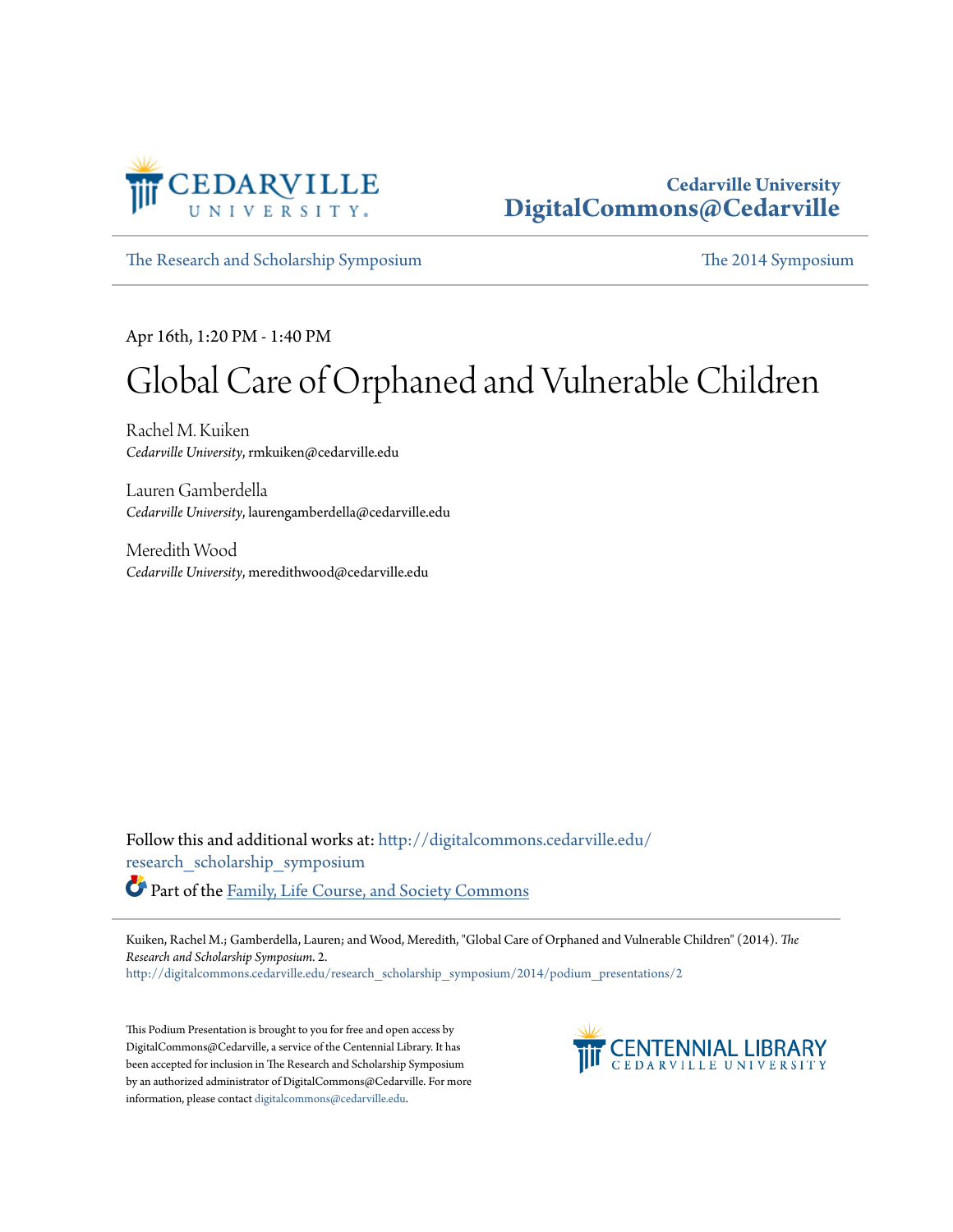Cedarville University
DigitalCommons@Cedarville

The Research and Scholarship Symposium | The 2014 Symposium

Apr 16th, 1:20 PM - 1:40 PM

# Global Care of Orphaned and Vulnerable Children

Rachel M. Kuiken
*Cedarville University*, rmkuiken@cedarville.edu

Lauren Gamberdella
*Cedarville University*, laurengamberdella@cedarville.edu

Meredith Wood
*Cedarville University*, meredithwood@cedarville.edu

Follow this and additional works at: http://digitalcommons.cedarville.edu/research_scholarship_symposium

Part of the Family, Life Course, and Society Commons

Kuiken, Rachel M.; Gamberdella, Lauren; and Wood, Meredith, "Global Care of Orphaned and Vulnerable Children" (2014). *The Research and Scholarship Symposium*. 2.
http://digitalcommons.cedarville.edu/research_scholarship_symposium/2014/podium_presentations/2

This Podium Presentation is brought to you for free and open access by DigitalCommons@Cedarville, a service of the Centennial Library. It has been accepted for inclusion in The Research and Scholarship Symposium by an authorized administrator of DigitalCommons@Cedarville. For more information, please contact digitalcommons@cedarville.edu.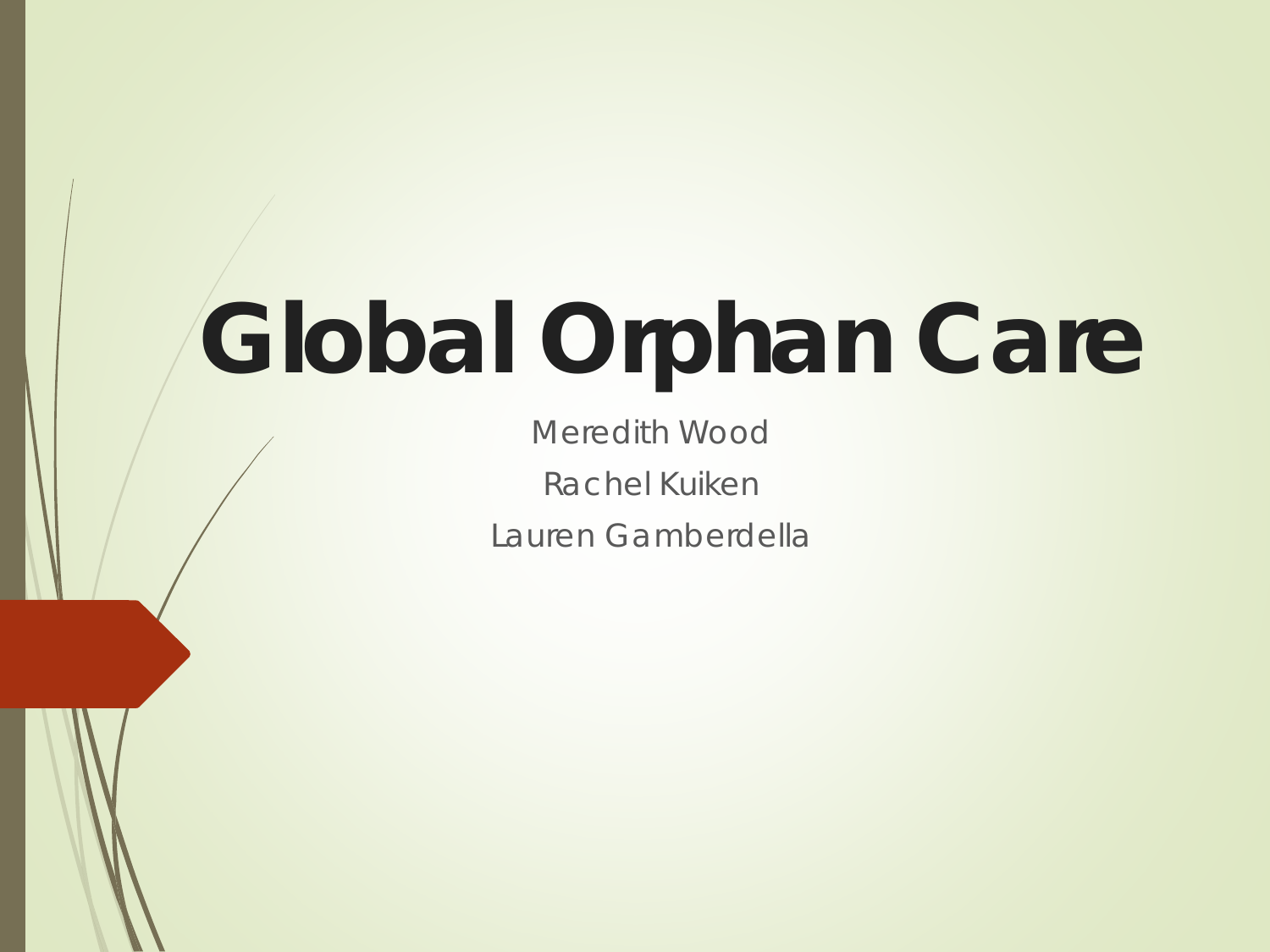# Global Orphan Care

Meredith Wood

Rachel Kuiken

Lauren Gamberdella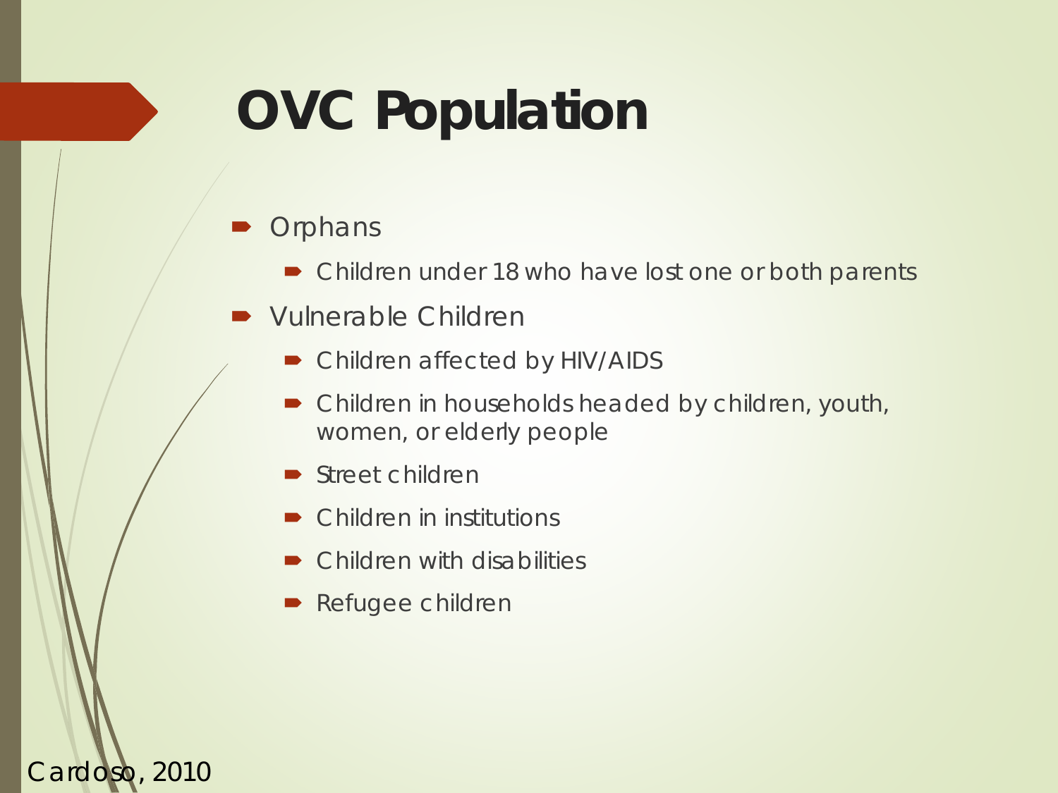# OVC Population

- Orphans
  - Children under 18 who have lost one or both parents
- Vulnerable Children
  - Children affected by HIV/AIDS
  - Children in households headed by children, youth, women, or elderly people
  - Street children
  - Children in institutions
  - Children with disabilities
  - Refugee children

Cardoso, 2010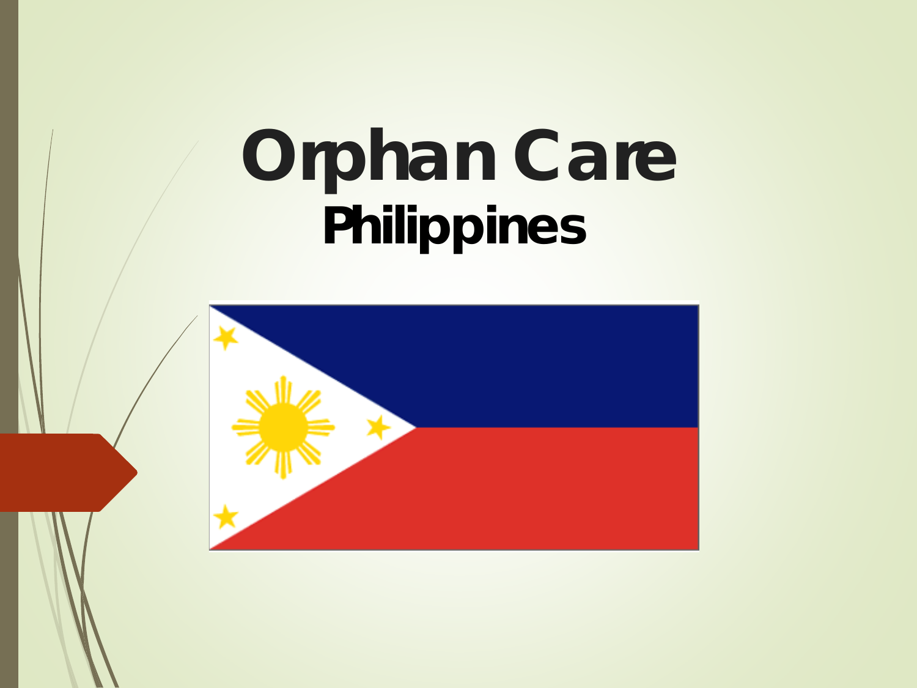# Orphan Care

## Philippines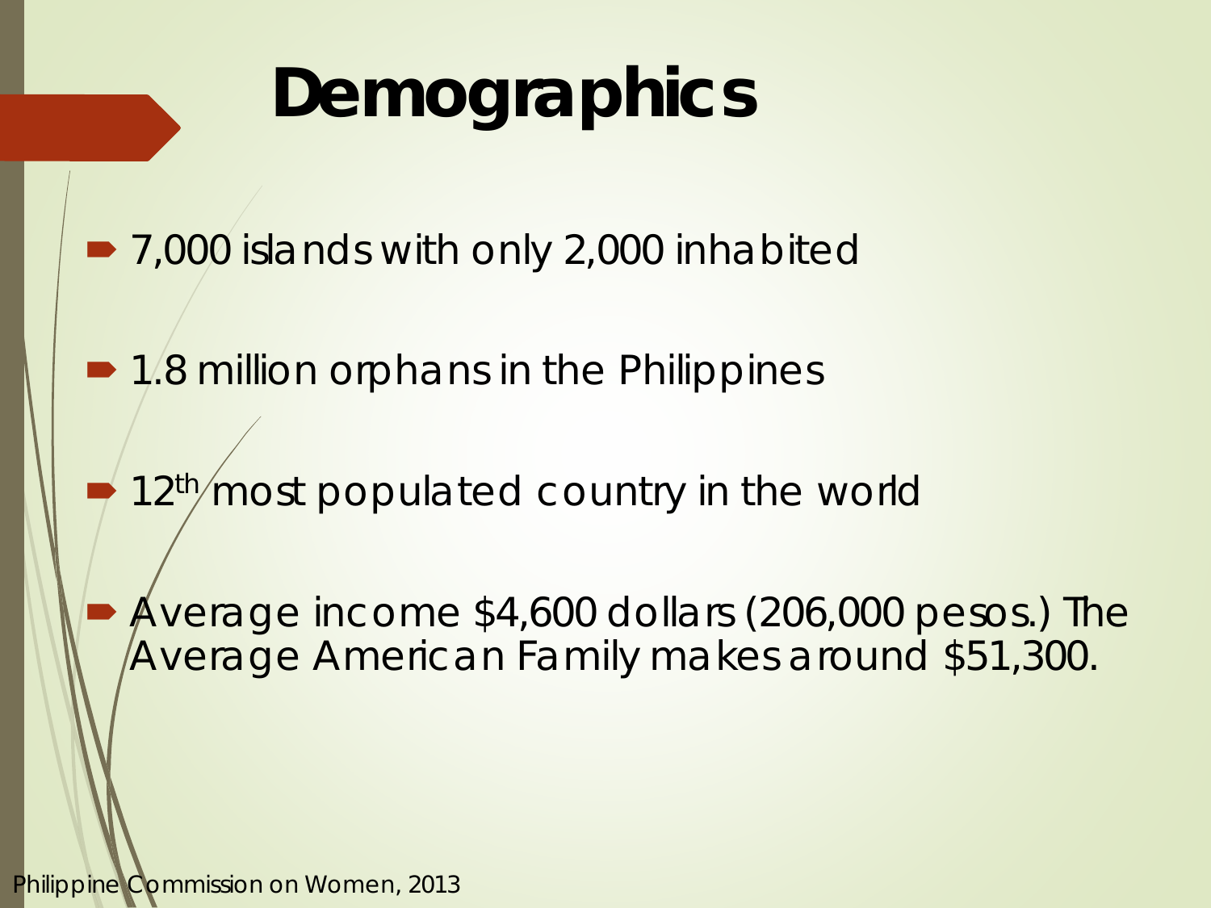# Demographics

- 7,000 islands with only 2,000 inhabited
- 1.8 million orphans in the Philippines
- 12th most populated country in the world
- Average income $4,600 dollars (206,000 pesos.) The Average American Family makes around $51,300.

Philippine Commission on Women, 2013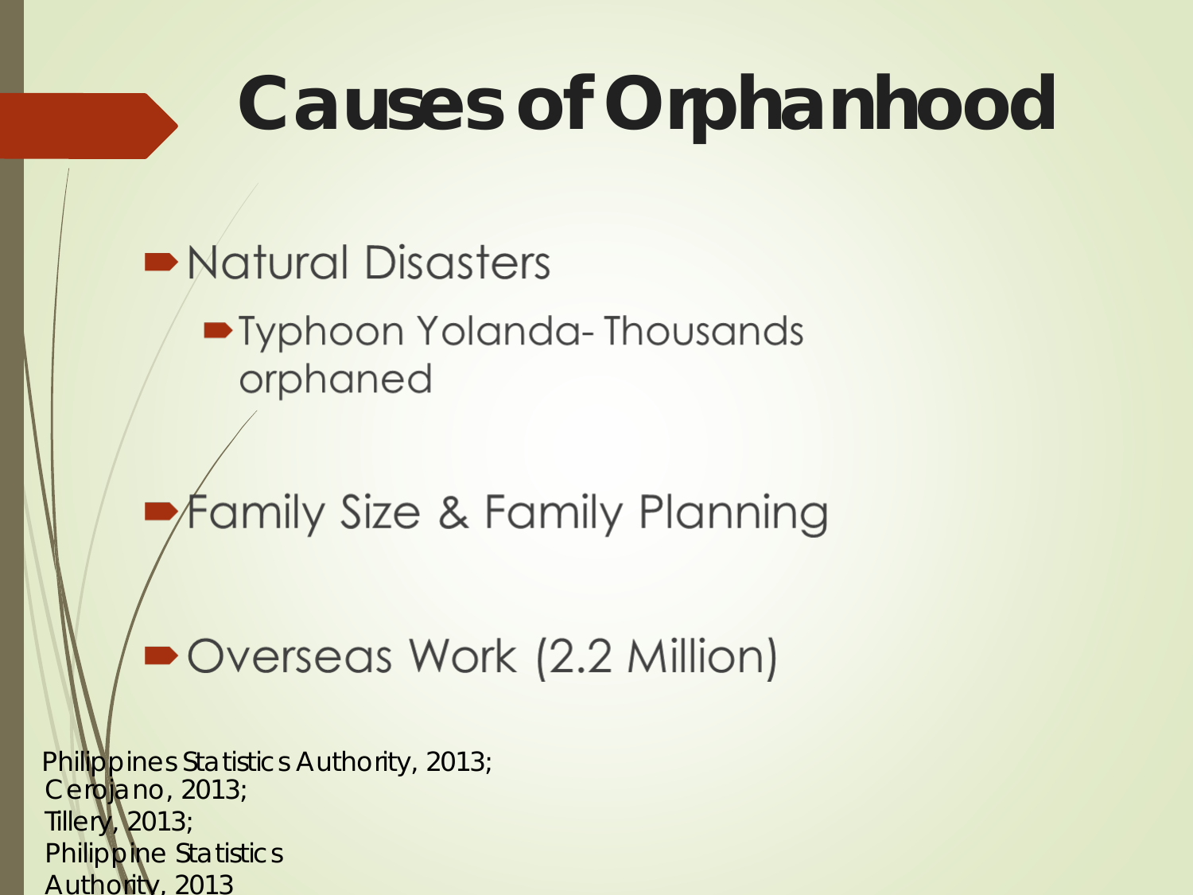# Causes of Orphanhood

- Natural Disasters
  - Typhoon Yolanda- Thousands orphaned
- Family Size & Family Planning
- Overseas Work (2.2 Million)

Philippines Statistics Authority, 2013;
Cerojano, 2013;
Tillery, 2013;
Philippine Statistics Authority, 2013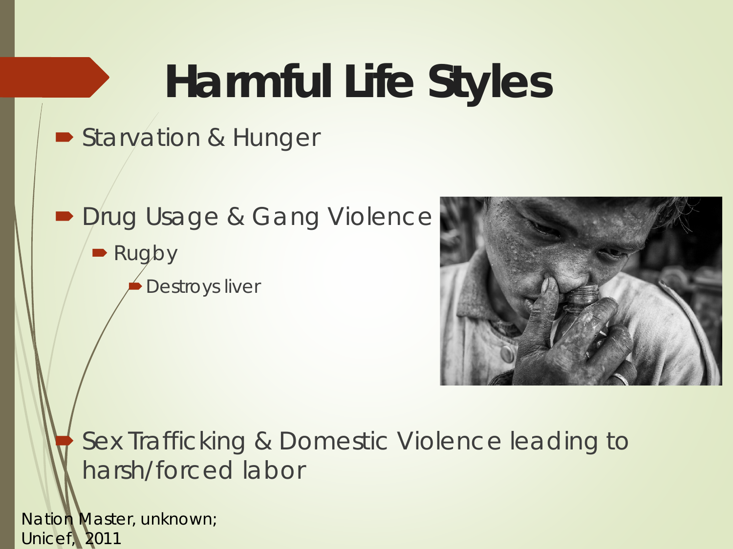# Harmful Life Styles

- Starvation & Hunger
- Drug Usage & Gang Violence
  - Rugby
    - Destroys liver
- Sex Trafficking & Domestic Violence leading to harsh/forced labor

Nation Master, unknown;
Unicef, 2011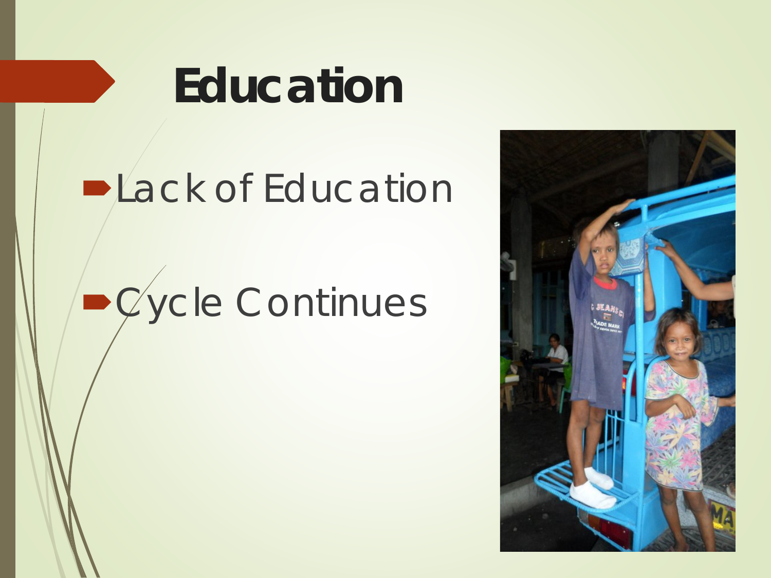# Education

- Lack of Education
- Cycle Continues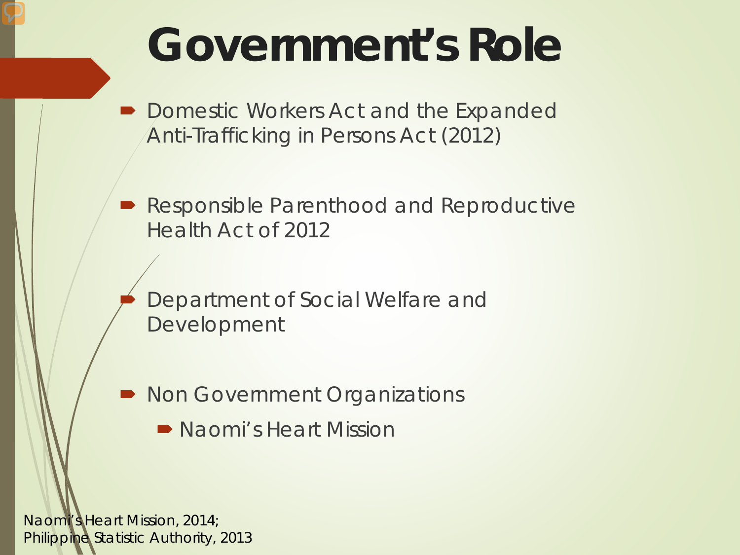# Government's Role

- Domestic Workers Act and the Expanded Anti-Trafficking in Persons Act (2012)
- Responsible Parenthood and Reproductive Health Act of 2012
- Department of Social Welfare and Development
- Non Government Organizations
  - Naomi's Heart Mission

Naomi's Heart Mission, 2014;
Philippine Statistic Authority, 2013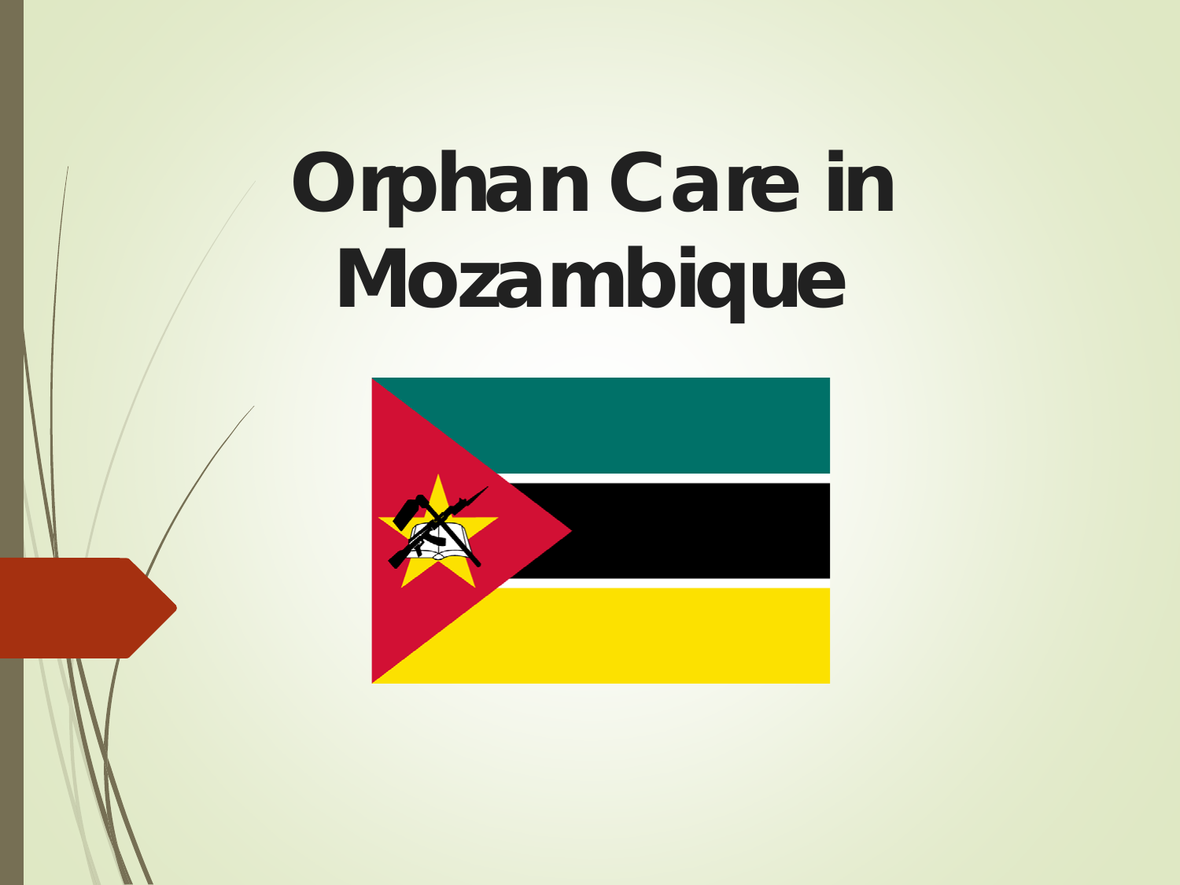# Orphan Care in Mozambique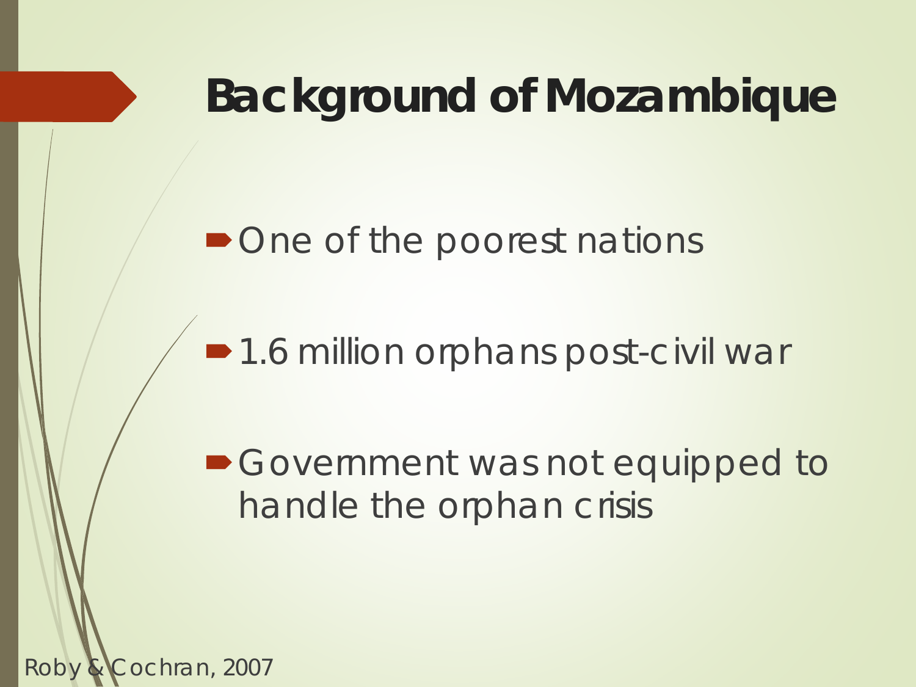# Background of Mozambique

- One of the poorest nations
- 1.6 million orphans post-civil war
- Government was not equipped to handle the orphan crisis

Roby & Cochran, 2007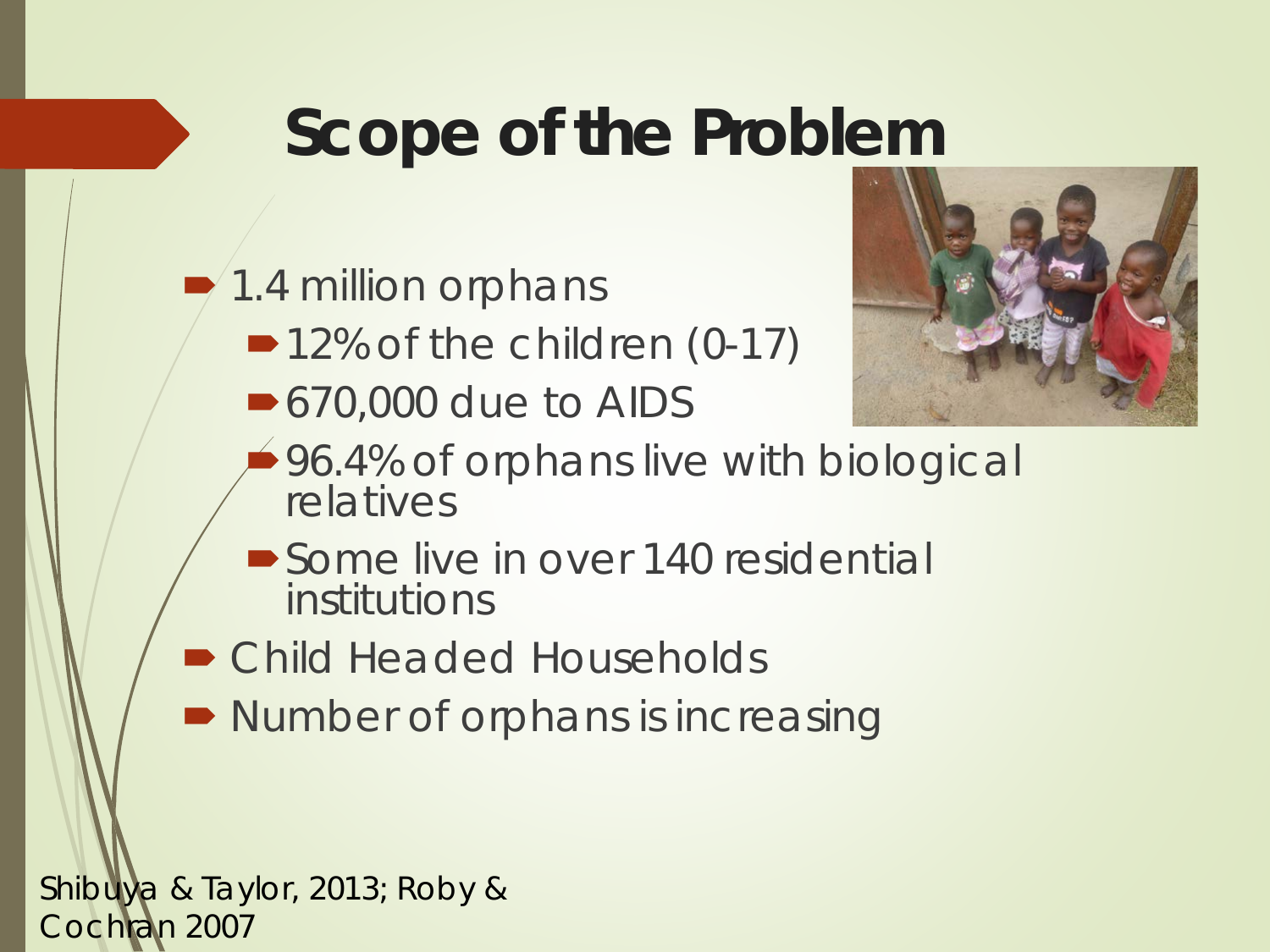# Scope of the Problem

- 1.4 million orphans
  - 12% of the children (0-17)
  - 670,000 due to AIDS
  - 96.4% of orphans live with biological relatives
  - Some live in over 140 residential institutions
- Child Headed Households
- Number of orphans is increasing

Shibuya & Taylor, 2013; Roby & Cochran 2007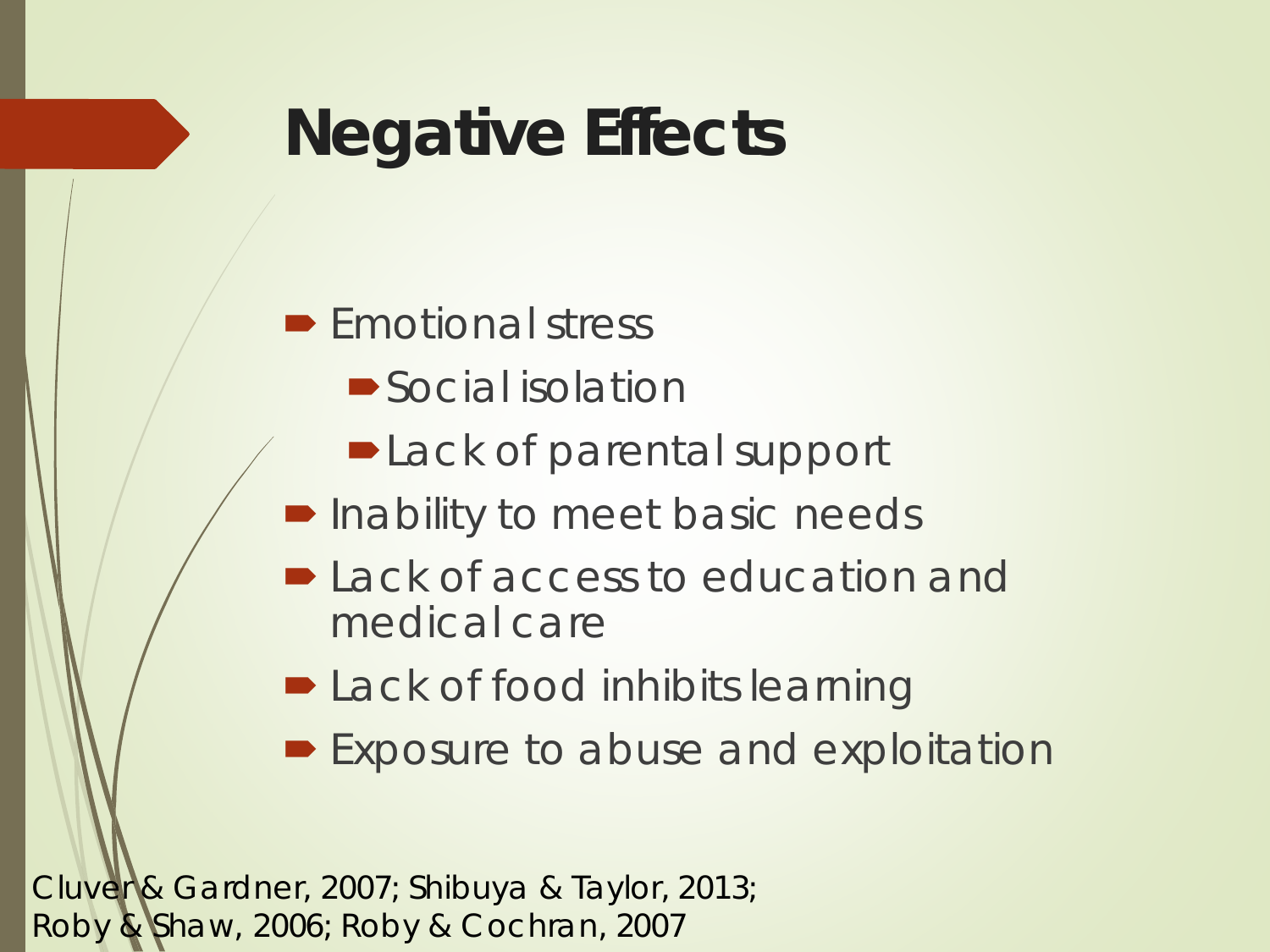# Negative Effects

- Emotional stress
  - Social isolation
  - Lack of parental support
- Inability to meet basic needs
- Lack of access to education and medical care
- Lack of food inhibits learning
- Exposure to abuse and exploitation

Cluver & Gardner, 2007; Shibuya & Taylor, 2013; Roby & Shaw, 2006; Roby & Cochran, 2007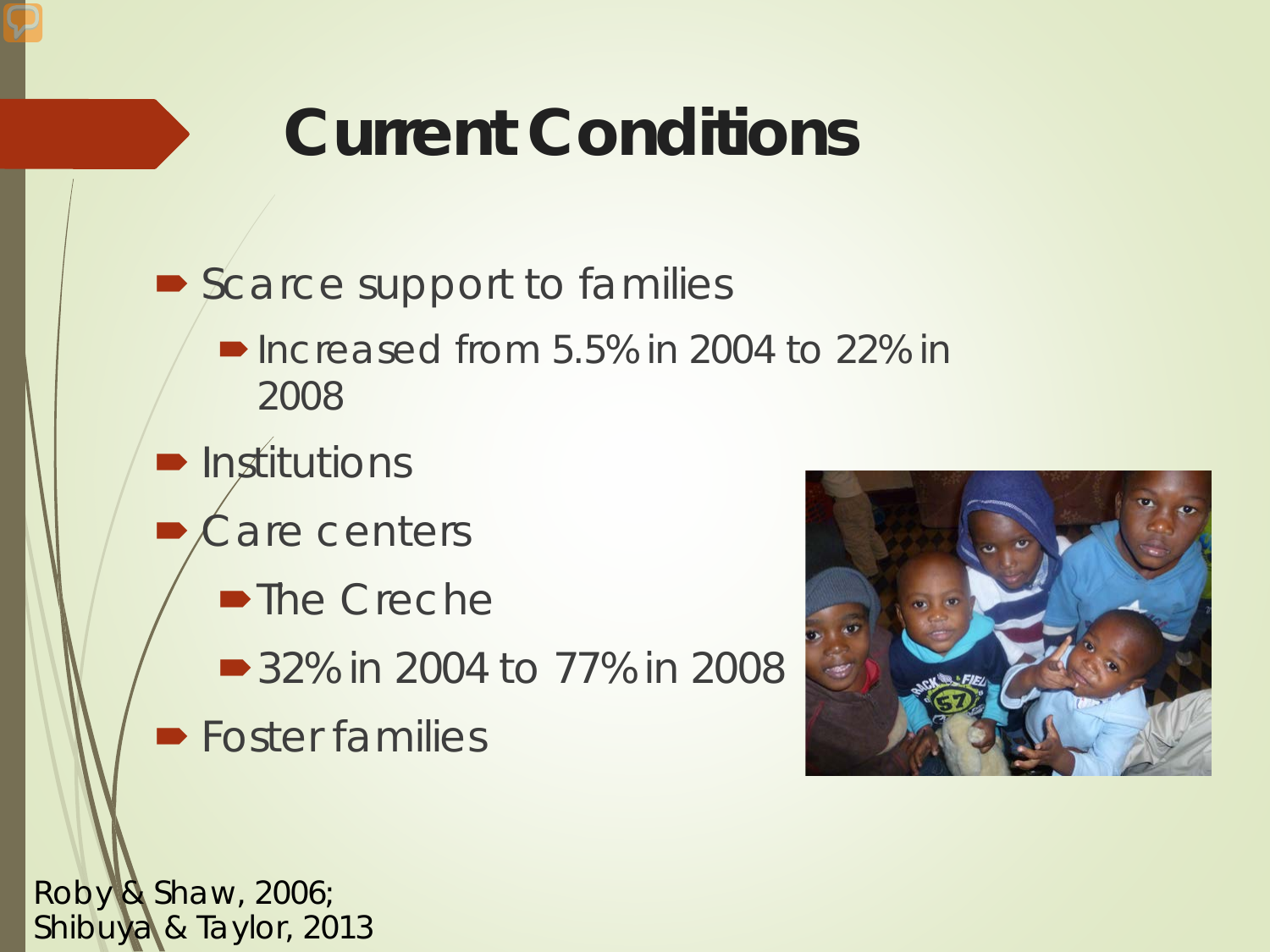# Current Conditions

- Scarce support to families
  - Increased from 5.5% in 2004 to 22% in 2008
- Institutions
- Care centers
  - The Creche
  - 32% in 2004 to 77% in 2008
- Foster families

Roby & Shaw, 2006;
Shibuya & Taylor, 2013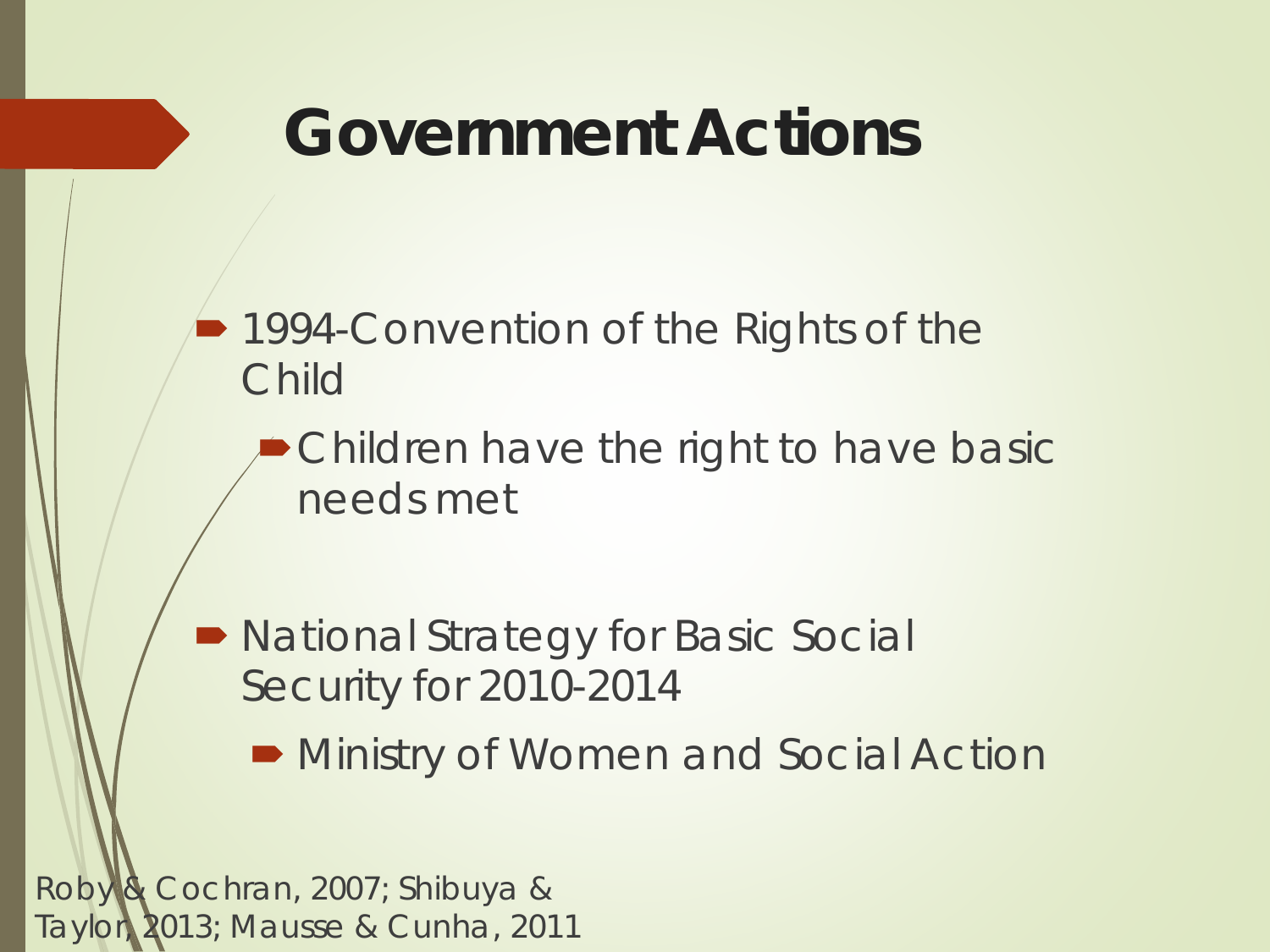# Government Actions

- 1994-Convention of the Rights of the Child
  - Children have the right to have basic needs met

- National Strategy for Basic Social Security for 2010-2014
  - Ministry of Women and Social Action

Roby & Cochran, 2007; Shibuya & Taylor, 2013; Mausse & Cunha, 2011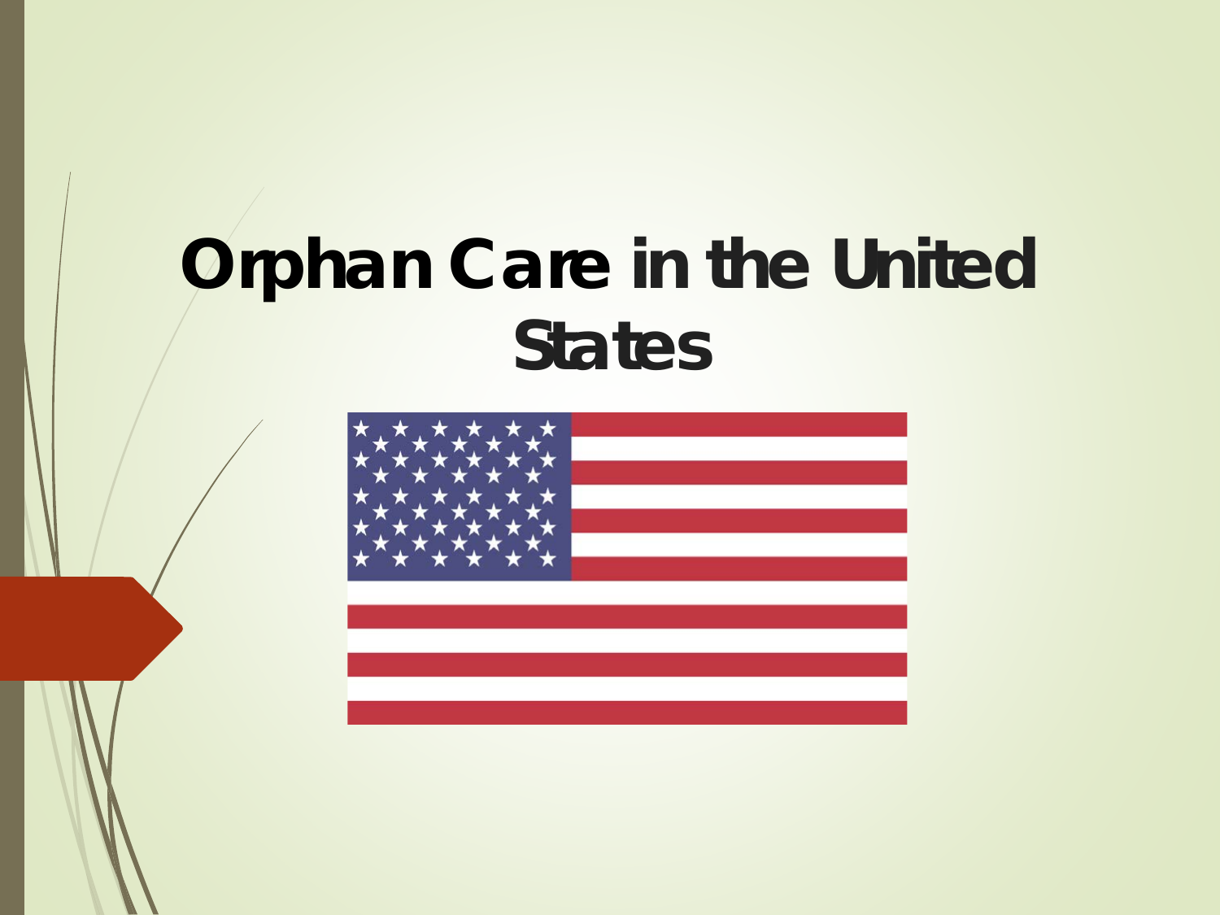# Orphan Care in the United States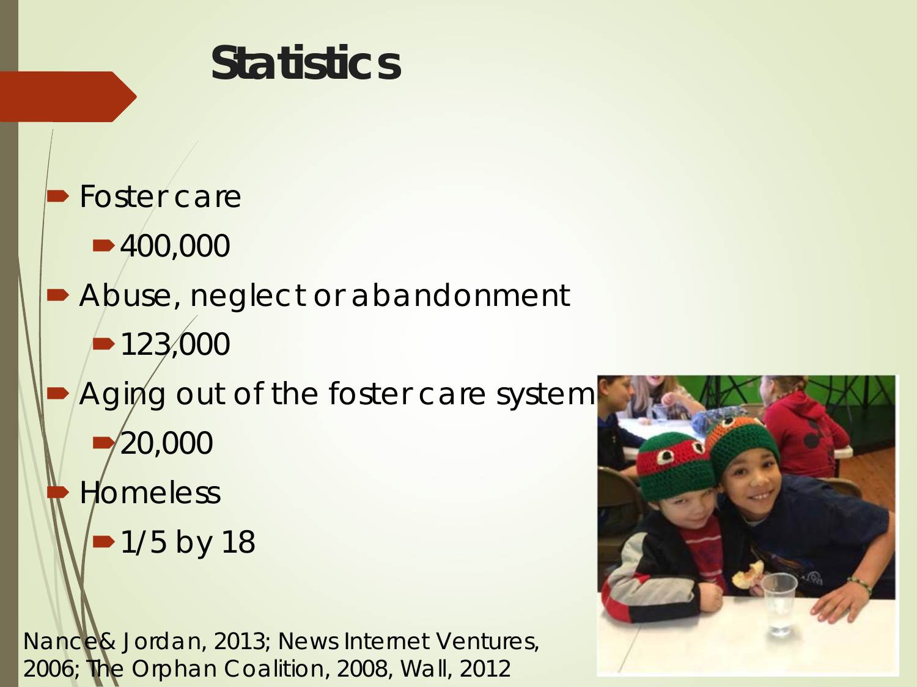# Statistics

- Foster care
  - 400,000
- Abuse, neglect or abandonment
  - 123,000
- Aging out of the foster care system
  - 20,000
- Homeless
  - 1/5 by 18

Nance & Jordan, 2013; News Internet Ventures, 2006; The Orphan Coalition, 2008, Wall, 2012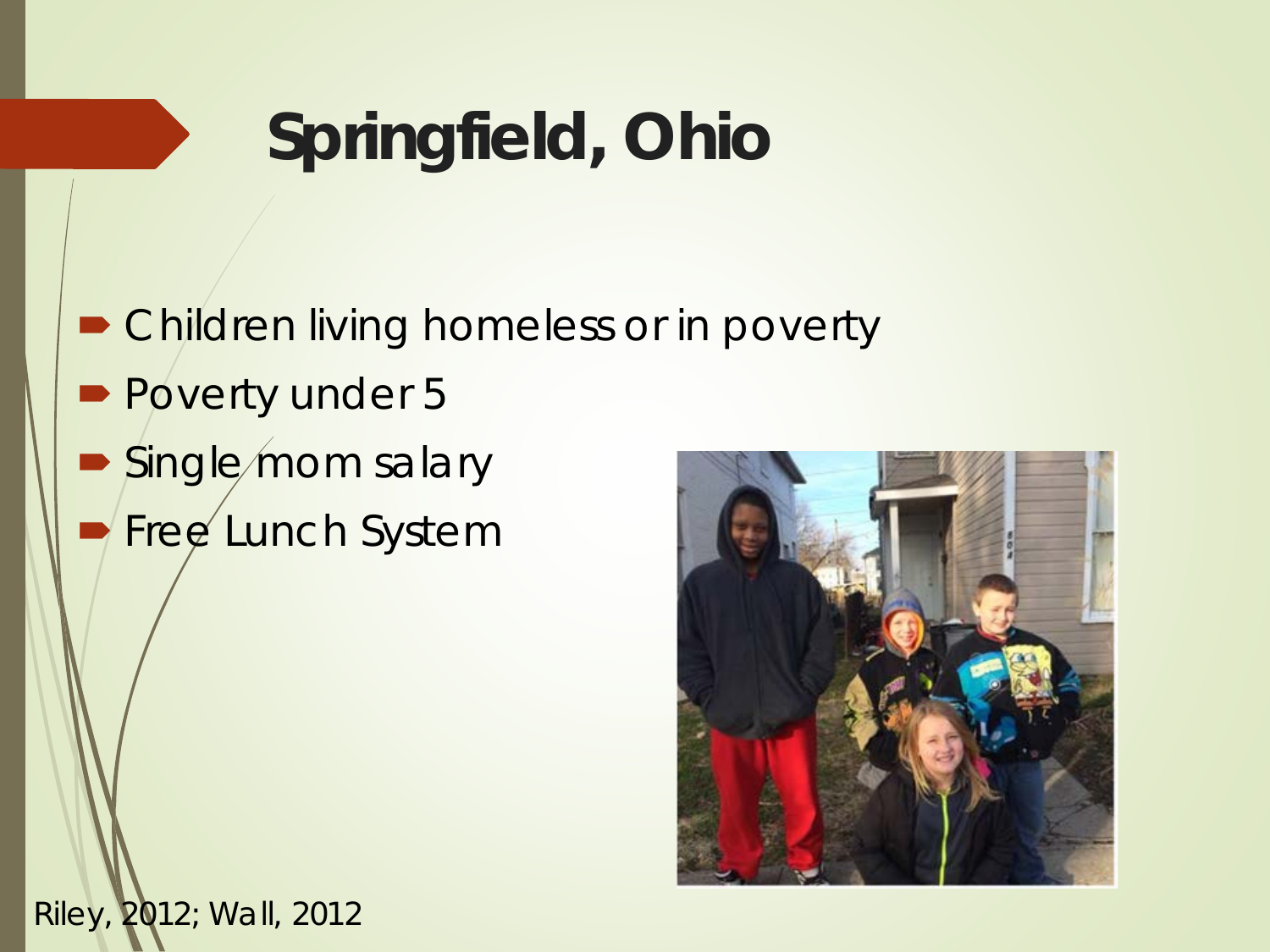# Springfield, Ohio

- Children living homeless or in poverty
- Poverty under 5
- Single mom salary
- Free Lunch System

Riley, 2012; Wall, 2012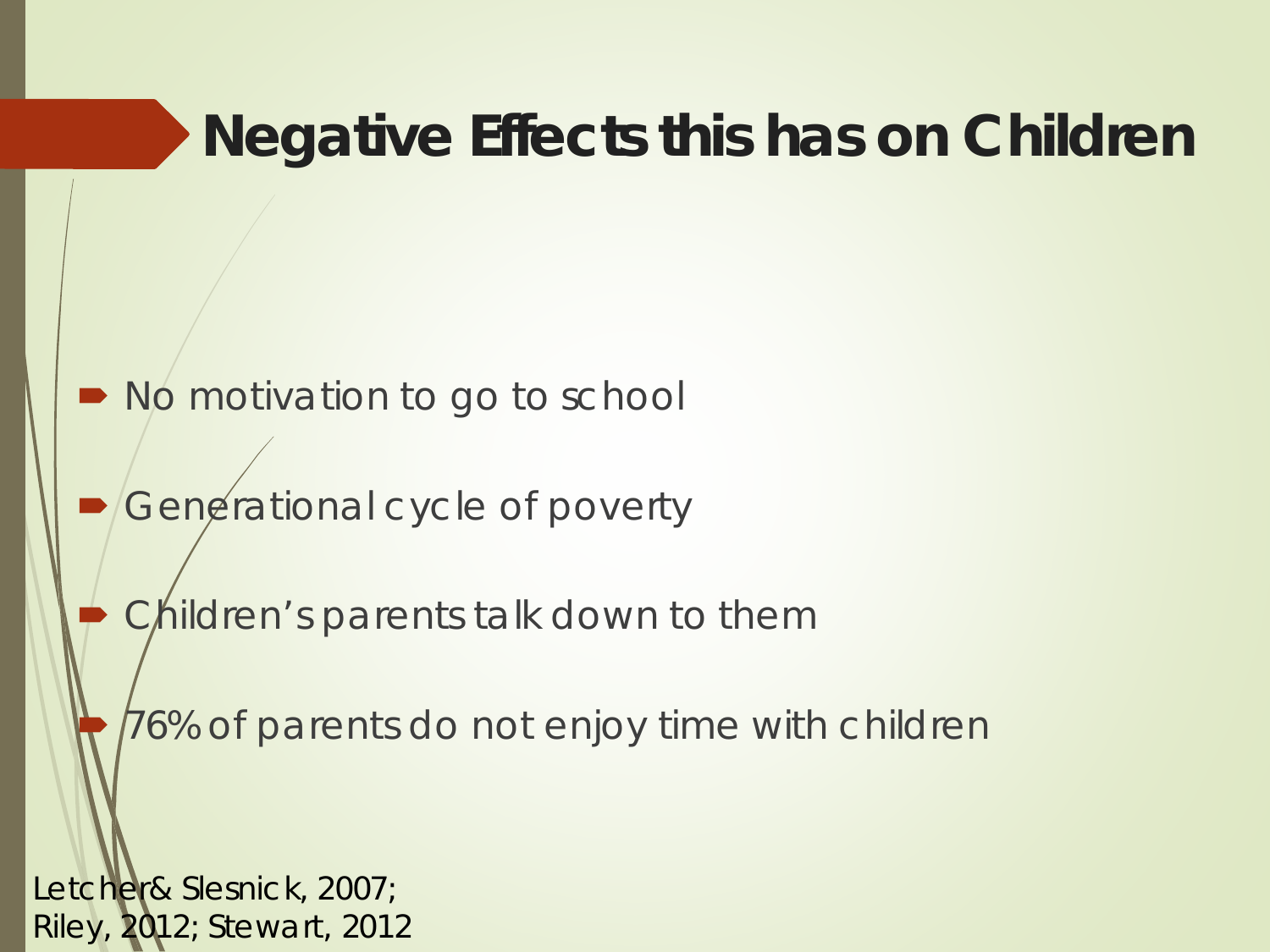# Negative Effects this has on Children

- No motivation to go to school
- Generational cycle of poverty
- Children's parents talk down to them
- 76% of parents do not enjoy time with children

Letcher& Slesnick, 2007;
Riley, 2012; Stewart, 2012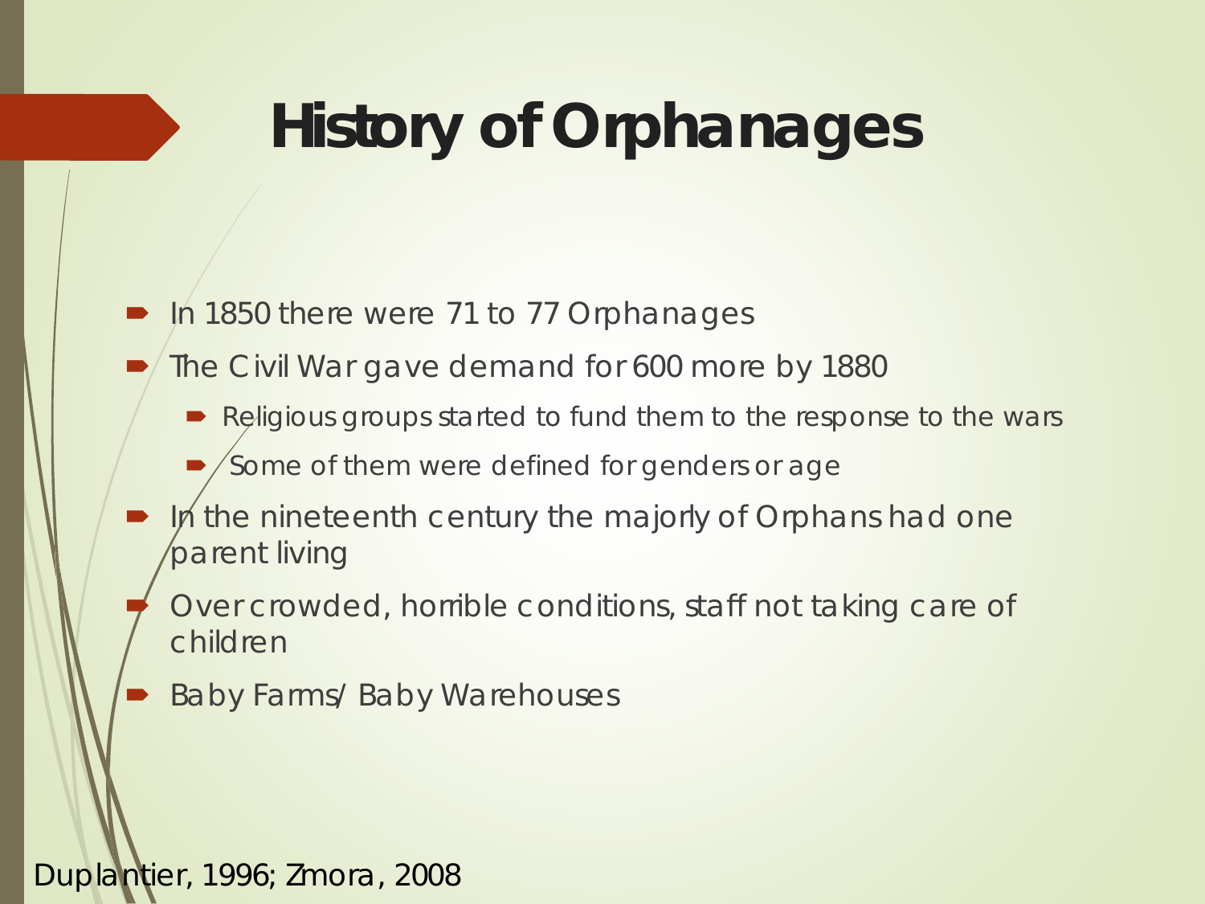# History of Orphanages

- In 1850 there were 71 to 77 Orphanages
- The Civil War gave demand for 600 more by 1880
  - Religious groups started to fund them to the response to the wars
  - Some of them were defined for genders or age
- In the nineteenth century the majorly of Orphans had one parent living
- Over crowded, horrible conditions, staff not taking care of children
- Baby Farms/ Baby Warehouses

Duplantier, 1996; Zmora, 2008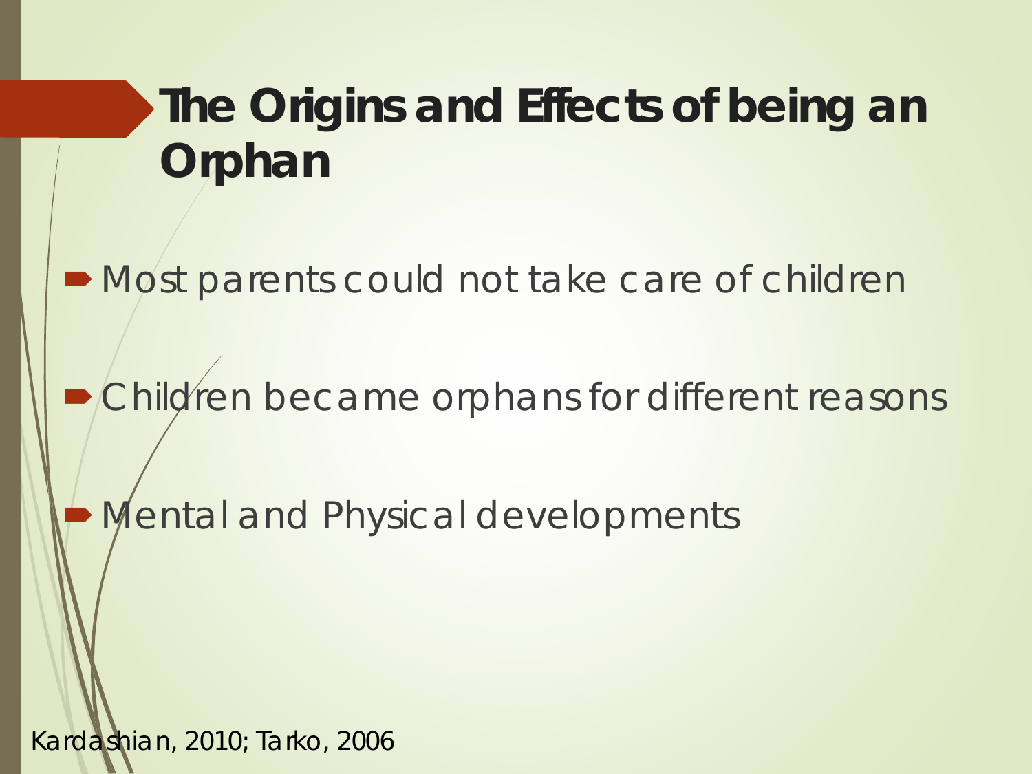# The Origins and Effects of being an Orphan

- Most parents could not take care of children
- Children became orphans for different reasons
- Mental and Physical developments

Kardashian, 2010; Tarko, 2006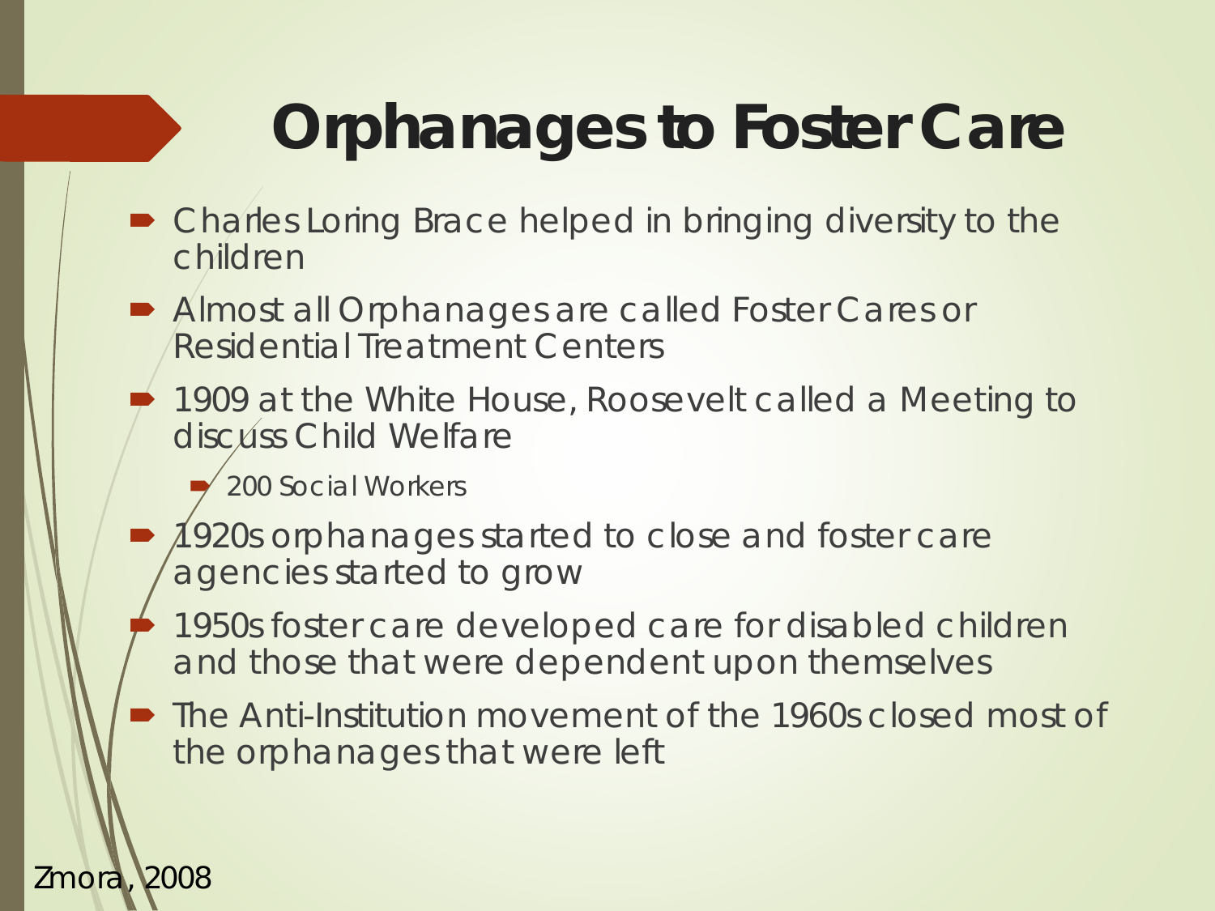# Orphanages to Foster Care

- Charles Loring Brace helped in bringing diversity to the children
- Almost all Orphanages are called Foster Cares or Residential Treatment Centers
- 1909 at the White House, Roosevelt called a Meeting to discuss Child Welfare
  - 200 Social Workers
- 1920s orphanages started to close and foster care agencies started to grow
- 1950s foster care developed care for disabled children and those that were dependent upon themselves
- The Anti-Institution movement of the 1960s closed most of the orphanages that were left

Zmora, 2008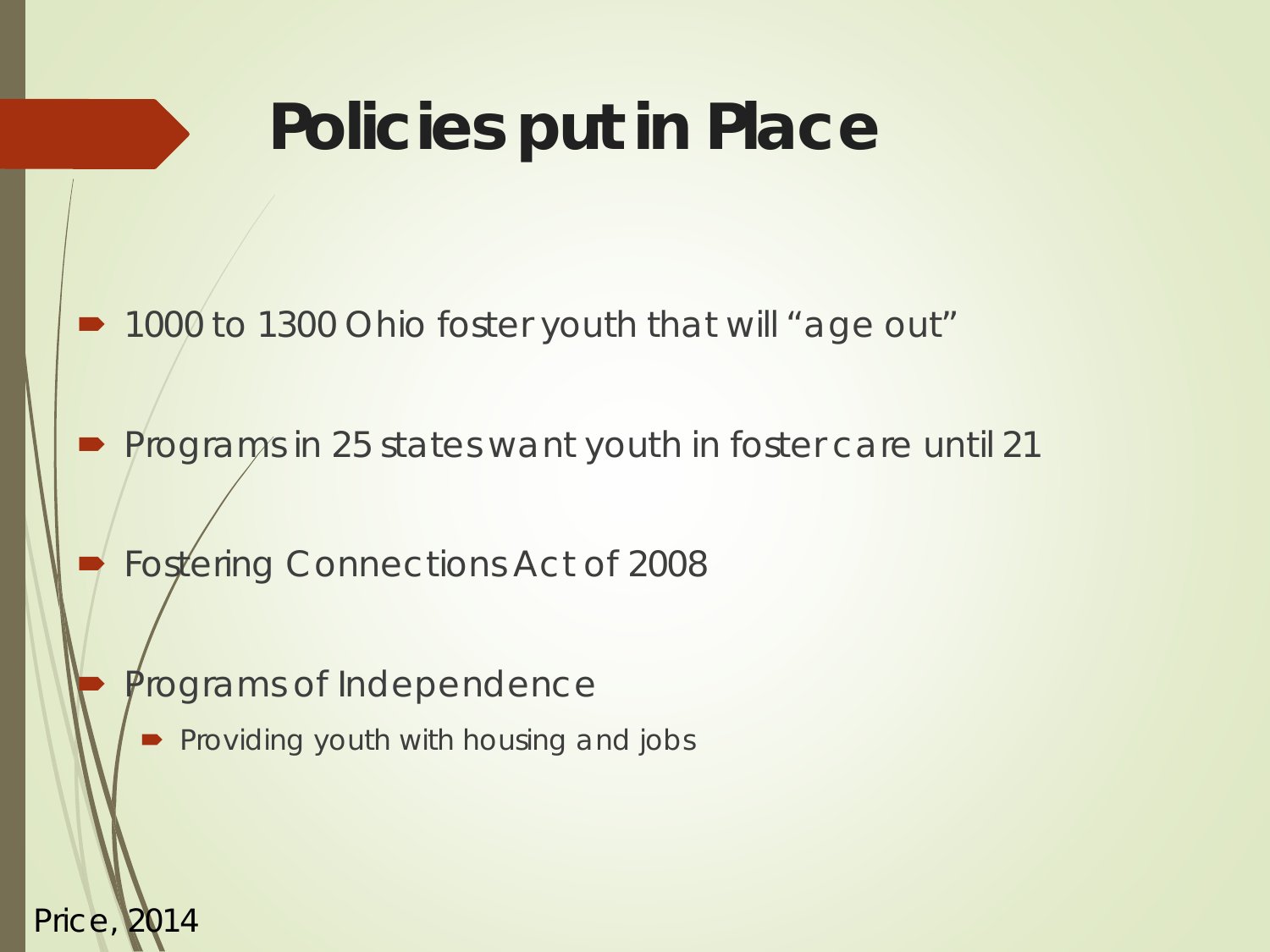# Policies put in Place

- 1000 to 1300 Ohio foster youth that will "age out"
- Programs in 25 states want youth in foster care until 21
- Fostering Connections Act of 2008
- Programs of Independence
  - Providing youth with housing and jobs

Price, 2014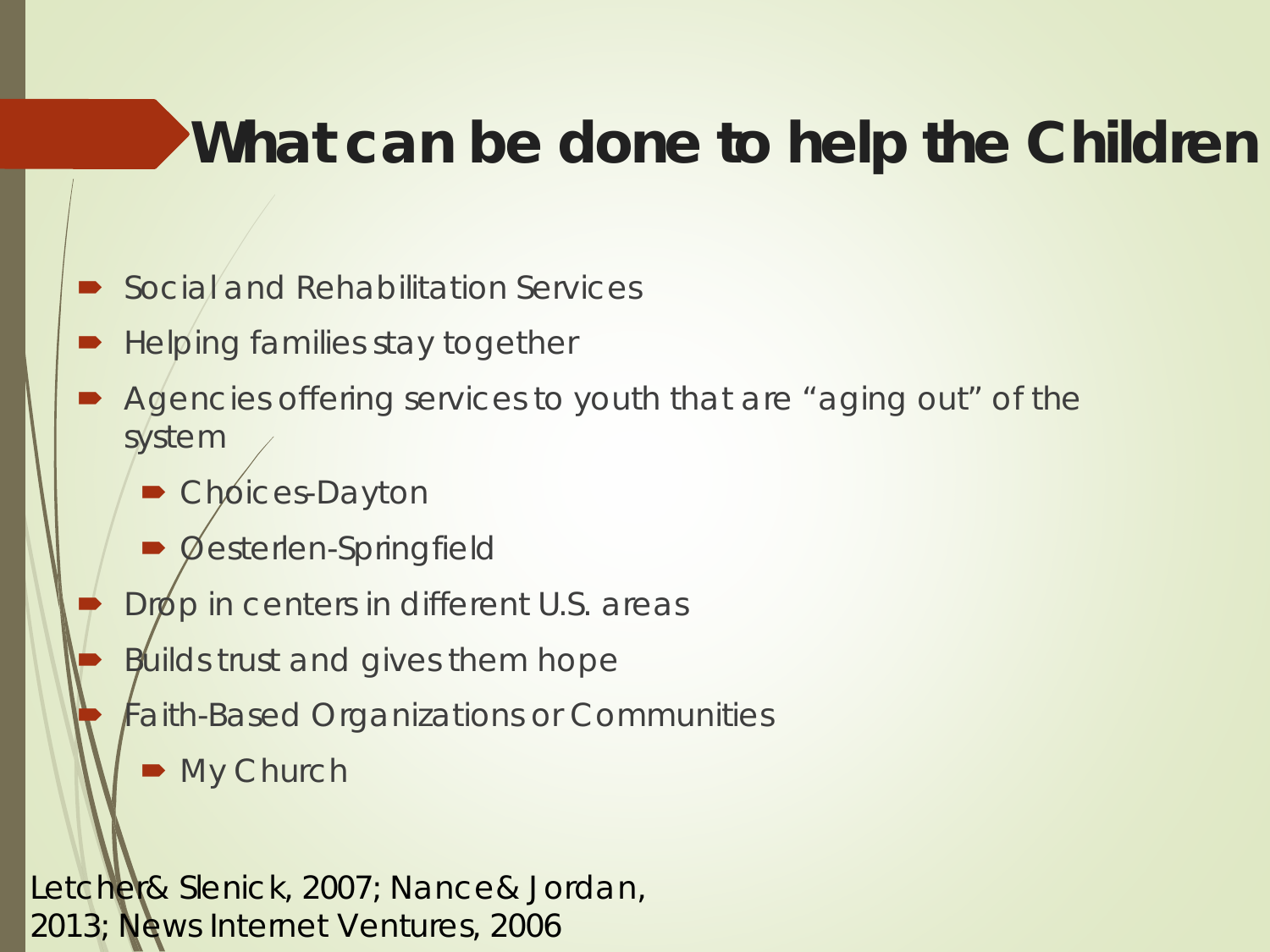# What can be done to help the Children

- Social and Rehabilitation Services
- Helping families stay together
- Agencies offering services to youth that are "aging out" of the system
  - Choices-Dayton
  - Oesterlen-Springfield
- Drop in centers in different U.S. areas
- Builds trust and gives them hope
- Faith-Based Organizations or Communities
  - My Church

Letcher & Slenick, 2007; Nance & Jordan, 2013; News Internet Ventures, 2006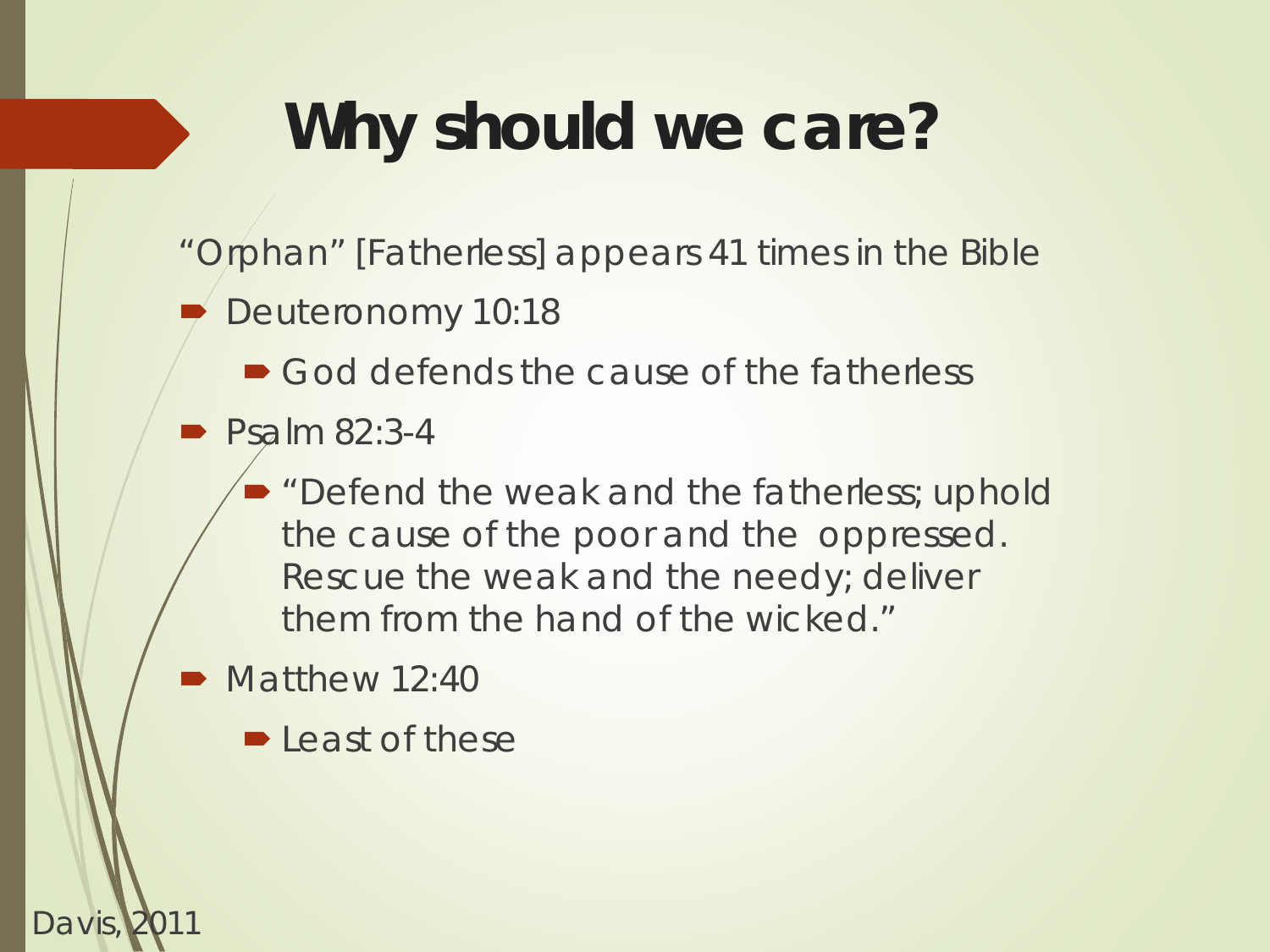# Why should we care?

"Orphan" [Fatherless] appears 41 times in the Bible

- Deuteronomy 10:18
  - God defends the cause of the fatherless
- Psalm 82:3-4
  - "Defend the weak and the fatherless; uphold the cause of the poor and the oppressed. Rescue the weak and the needy; deliver them from the hand of the wicked."
- Matthew 12:40
  - Least of these

Davis, 2011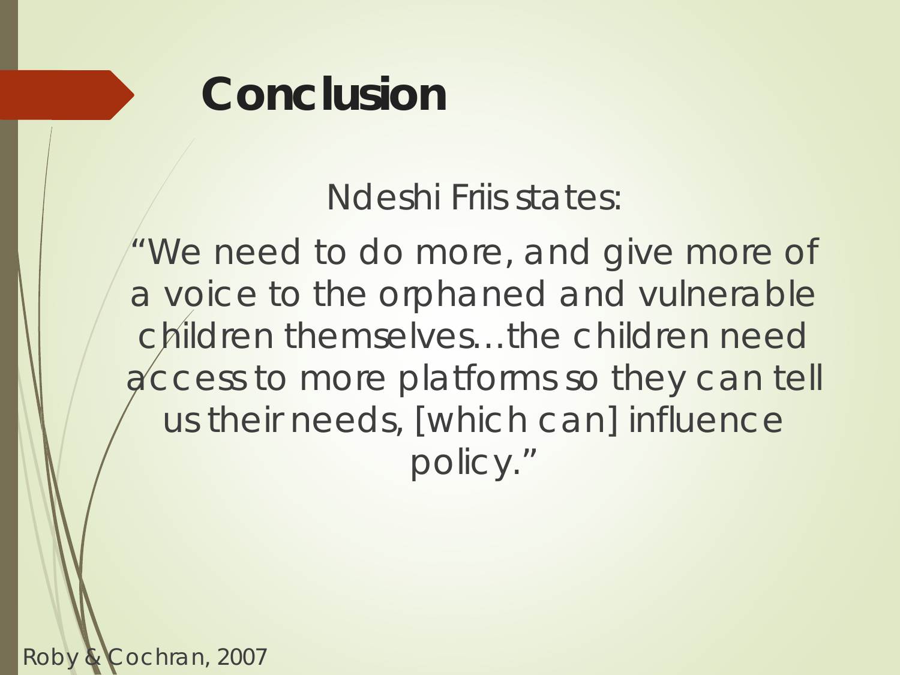# Conclusion

Ndeshi Friis states:

"We need to do more, and give more of a voice to the orphaned and vulnerable children themselves…the children need access to more platforms so they can tell us their needs, [which can] influence policy."

Roby & Cochran, 2007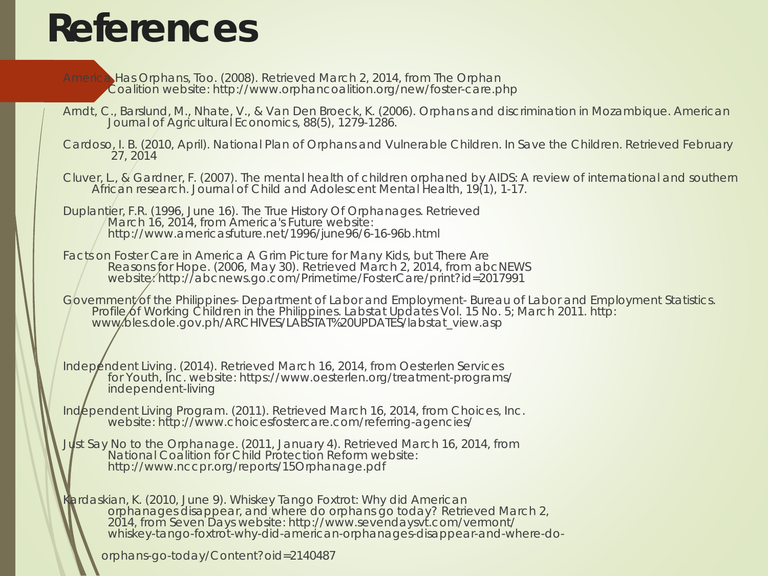# References

America Has Orphans, Too. (2008). Retrieved March 2, 2014, from The Orphan Coalition website: http://www.orphancoalition.org/new/foster-care.php

Arndt, C., Barslund, M., Nhate, V., & Van Den Broeck, K. (2006). Orphans and discrimination in Mozambique. American Journal of Agricultural Economics, 88(5), 1279-1286.

Cardoso, I. B. (2010, April). National Plan of Orphans and Vulnerable Children. In Save the Children. Retrieved February 27, 2014

Cluver, L., & Gardner, F. (2007). The mental health of children orphaned by AIDS: A review of international and southern African research. Journal of Child and Adolescent Mental Health, 19(1), 1-17.

Duplantier, F.R. (1996, June 16). The True History Of Orphanages. Retrieved March 16, 2014, from America's Future website: http://www.americasfuture.net/1996/june96/6-16-96b.html

Facts on Foster Care in America A Grim Picture for Many Kids, but There Are Reasons for Hope. (2006, May 30). Retrieved March 2, 2014, from abc NEWS website: http://abcnews.go.com/Primetime/FosterCare/print?id=2017991

Government of the Philippines- Department of Labor and Employment- Bureau of Labor and Employment Statistics. Profile of Working Children in the Philippines. Labstat Updates Vol. 15 No. 5; March 2011. http: www.bles.dole.gov.ph/ARCHIVES/LABSTAT%20UPDATES/labstat_view.asp

Independent Living. (2014). Retrieved March 16, 2014, from Oesterlen Services for Youth, Inc. website: https://www.oesterlen.org/treatment-programs/independent-living

Independent Living Program. (2011). Retrieved March 16, 2014, from Choices, Inc. website: http://www.choicesfostercare.com/referring-agencies/

Just Say No to the Orphanage. (2011, January 4). Retrieved March 16, 2014, from National Coalition for Child Protection Reform website: http://www.nccpr.org/reports/15Orphanage.pdf

Kardaskian, K. (2010, June 9). Whiskey Tango Foxtrot: Why did American orphanages disappear, and where do orphans go today? Retrieved March 2, 2014, from Seven Days website: http://www.sevendaysvt.com/vermont/whiskey-tango-foxtrot-why-did-american-orphanages-disappear-and-where-do-orphans-go-today/Content?oid=2140487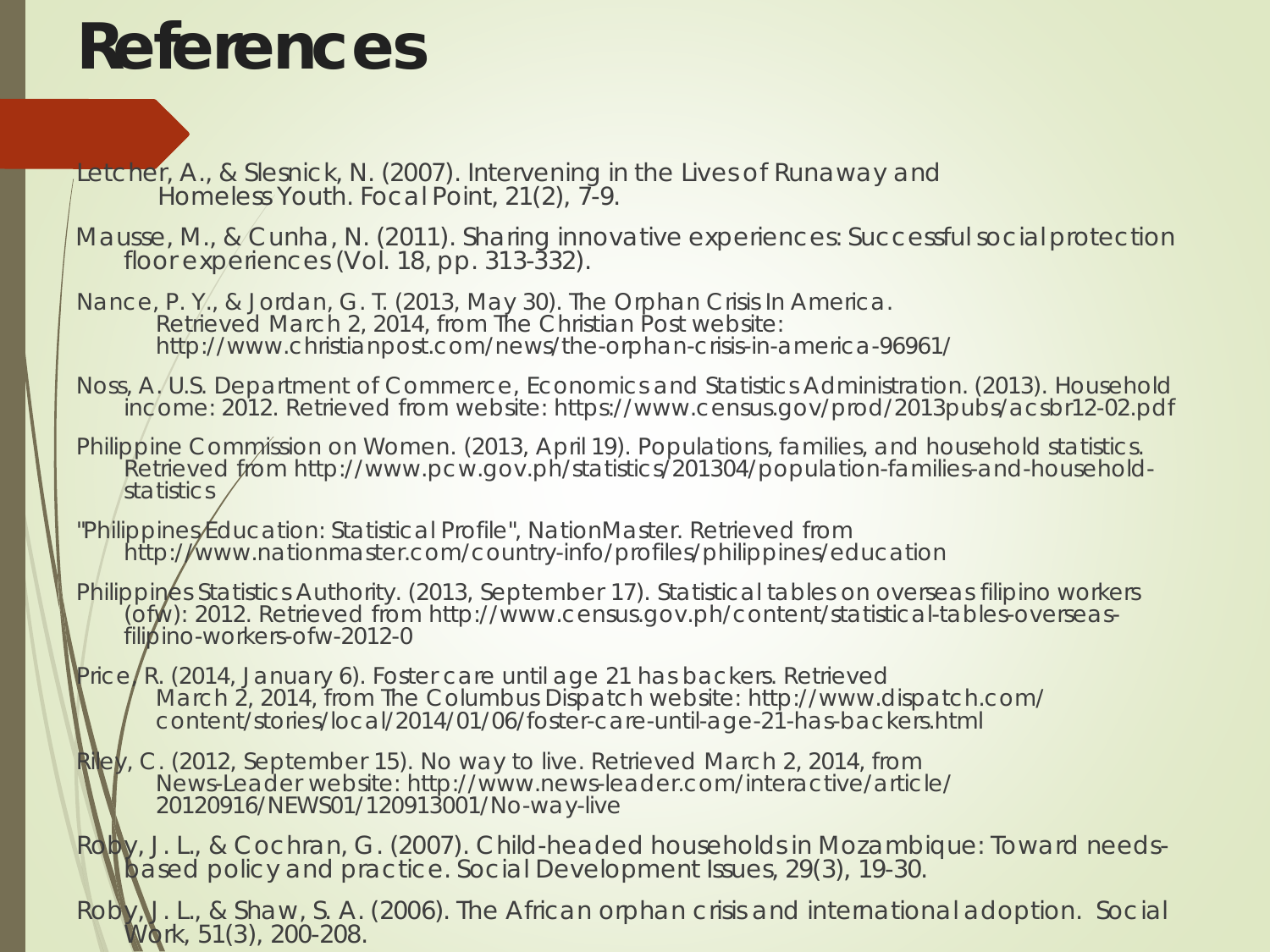# References

Letcher, A., & Slesnick, N. (2007). Intervening in the Lives of Runaway and Homeless Youth. Focal Point, 21(2), 7-9.

Mausse, M., & Cunha, N. (2011). Sharing innovative experiences: Successful social protection floor experiences (Vol. 18, pp. 313-332).

Nance, P. Y., & Jordan, G. T. (2013, May 30). The Orphan Crisis In America. Retrieved March 2, 2014, from The Christian Post website: http://www.christianpost.com/news/the-orphan-crisis-in-america-96961/

Noss, A. U.S. Department of Commerce, Economics and Statistics Administration. (2013). Household income: 2012. Retrieved from website: https://www.census.gov/prod/2013pubs/acsbr12-02.pdf

Philippine Commission on Women. (2013, April 19). Populations, families, and household statistics. Retrieved from http://www.pcw.gov.ph/statistics/201304/population-families-and-household-statistics

"Philippines Education: Statistical Profile", NationMaster. Retrieved from http://www.nationmaster.com/country-info/profiles/philippines/education

Philippines Statistics Authority. (2013, September 17). Statistical tables on overseas filipino workers (ofw): 2012. Retrieved from http://www.census.gov.ph/content/statistical-tables-overseas-filipino-workers-ofw-2012-0

Price, R. (2014, January 6). Foster care until age 21 has backers. Retrieved March 2, 2014, from The Columbus Dispatch website: http://www.dispatch.com/content/stories/local/2014/01/06/foster-care-until-age-21-has-backers.html

Riley, C. (2012, September 15). No way to live. Retrieved March 2, 2014, from News-Leader website: http://www.news-leader.com/interactive/article/20120916/NEWS01/120913001/No-way-live

Roby, J. L., & Cochran, G. (2007). Child-headed households in Mozambique: Toward needs-based policy and practice. Social Development Issues, 29(3), 19-30.

Roby, J. L., & Shaw, S. A. (2006). The African orphan crisis and international adoption. Social Work, 51(3), 200-208.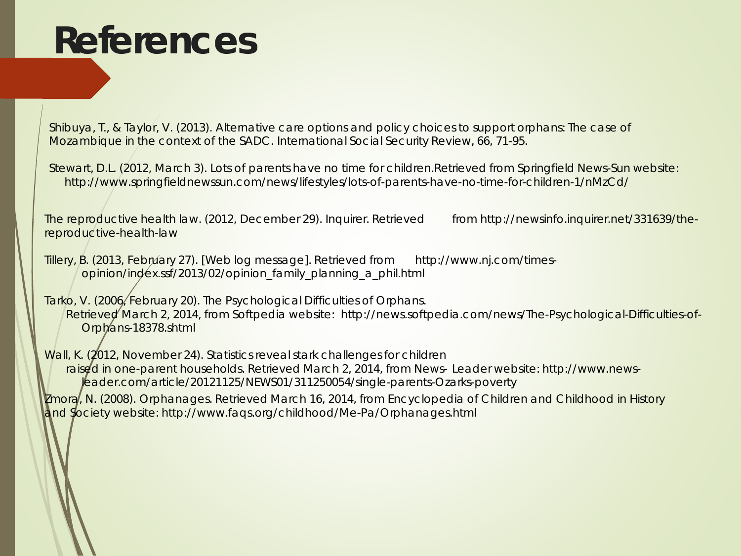# References

Shibuya, T., & Taylor, V. (2013). Alternative care options and policy choices to support orphans: The case of Mozambique in the context of the SADC. International Social Security Review, 66, 71-95.

Stewart, D.L. (2012, March 3). Lots of parents have no time for children.Retrieved from Springfield News-Sun website: http://www.springfieldnewssun.com/news/lifestyles/lots-of-parents-have-no-time-for-children-1/nMzCd/

The reproductive health law. (2012, December 29). Inquirer. Retrieved from http://newsinfo.inquirer.net/331639/the-reproductive-health-law

Tillery, B. (2013, February 27). [Web log message]. Retrieved from http://www.nj.com/times-opinion/index.ssf/2013/02/opinion_family_planning_a_phil.html

Tarko, V. (2006, February 20). The Psychological Difficulties of Orphans. Retrieved March 2, 2014, from Softpedia website: http://news.softpedia.com/news/The-Psychological-Difficulties-of-Orphans-18378.shtml

Wall, K. (2012, November 24). Statistics reveal stark challenges for children raised in one-parent households. Retrieved March 2, 2014, from News- Leader website: http://www.news-leader.com/article/20121125/NEWS01/311250054/single-parents-Ozarks-poverty

Zmora, N. (2008). Orphanages. Retrieved March 16, 2014, from Encyclopedia of Children and Childhood in History and Society website: http://www.faqs.org/childhood/Me-Pa/Orphanages.html